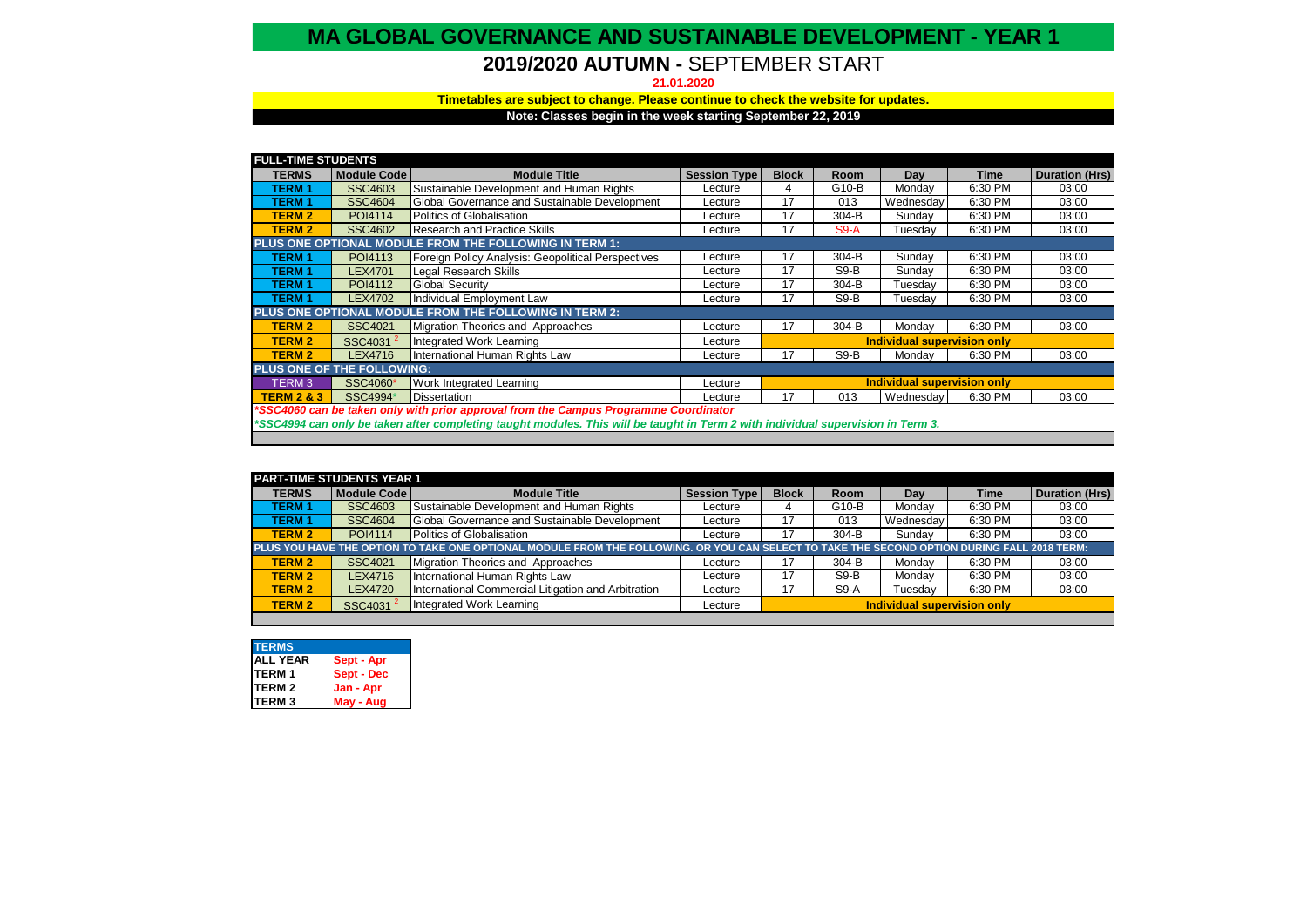# MA GLOBAL GOVERNANCE AND SUSTAINABLE DEVELOPMENT - YEAR 1

## 2019/2020 AUTUMN - SEPTEMBER START

**21.01.2020**

**Timetables are subject to change. Please continue to check the website for updates.**

**Note: Classes begin in the week starting September 22, 2019**

**FULL-TIME STUDENTS**

| TERMS | Module Code | Module Title | Session Type | Block | Room | Day | Time | Duration (Hrs) |
|---|---|---|---|---|---|---|---|---|
| TERM 1 | SSC4603 | Sustainable Development and Human Rights | Lecture | 4 | G10-B | Monday | 6:30 PM | 03:00 |
| TERM 1 | SSC4604 | Global Governance and Sustainable Development | Lecture | 17 | 013 | Wednesday | 6:30 PM | 03:00 |
| TERM 2 | POI4114 | Politics of Globalisation | Lecture | 17 | 304-B | Sunday | 6:30 PM | 03:00 |
| TERM 2 | SSC4602 | Research and Practice Skills | Lecture | 17 | S9-A | Tuesday | 6:30 PM | 03:00 |
| **PLUS ONE OPTIONAL MODULE FROM THE FOLLOWING IN TERM 1:** | | | | | | | | |
| TERM 1 | POI4113 | Foreign Policy Analysis: Geopolitical Perspectives | Lecture | 17 | 304-B | Sunday | 6:30 PM | 03:00 |
| TERM 1 | LEX4701 | Legal Research Skills | Lecture | 17 | S9-B | Sunday | 6:30 PM | 03:00 |
| TERM 1 | POI4112 | Global Security | Lecture | 17 | 304-B | Tuesday | 6:30 PM | 03:00 |
| TERM 1 | LEX4702 | Individual Employment Law | Lecture | 17 | S9-B | Tuesday | 6:30 PM | 03:00 |
| **PLUS ONE OPTIONAL MODULE FROM THE FOLLOWING IN TERM 2:** | | | | | | | | |
| TERM 2 | SSC4021 | Migration Theories and Approaches | Lecture | 17 | 304-B | Monday | 6:30 PM | 03:00 |
| TERM 2 | SSC4031 [2] | Integrated Work Learning | Lecture | Individual supervision only | | | | |
| TERM 2 | LEX4716 | International Human Rights Law | Lecture | 17 | S9-B | Monday | 6:30 PM | 03:00 |
| **PLUS ONE OF THE FOLLOWING:** | | | | | | | | |
| TERM 3 | SSC4060* | Work Integrated Learning | Lecture | Individual supervision only | | | | |
| TERM 2 & 3 | SSC4994* | Dissertation | Lecture | 17 | 013 | Wednesday | 6:30 PM | 03:00 |

*\*SSC4060 can be taken only with prior approval from the Campus Programme Coordinator*

*\*SSC4994 can only be taken after completing taught modules. This will be taught in Term 2 with individual supervision in Term 3.*

**PART-TIME STUDENTS YEAR 1**

| TERMS | Module Code | Module Title | Session Type | Block | Room | Day | Time | Duration (Hrs) |
|---|---|---|---|---|---|---|---|---|
| TERM 1 | SSC4603 | Sustainable Development and Human Rights | Lecture | 4 | G10-B | Monday | 6:30 PM | 03:00 |
| TERM 1 | SSC4604 | Global Governance and Sustainable Development | Lecture | 17 | 013 | Wednesday | 6:30 PM | 03:00 |
| TERM 2 | POI4114 | Politics of Globalisation | Lecture | 17 | 304-B | Sunday | 6:30 PM | 03:00 |
| **PLUS YOU HAVE THE OPTION TO TAKE ONE OPTIONAL MODULE FROM THE FOLLOWING, OR YOU CAN SELECT TO TAKE THE SECOND OPTION DURING FALL 2018 TERM:** | | | | | | | | |
| TERM 2 | SSC4021 | Migration Theories and Approaches | Lecture | 17 | 304-B | Monday | 6:30 PM | 03:00 |
| TERM 2 | LEX4716 | International Human Rights Law | Lecture | 17 | S9-B | Monday | 6:30 PM | 03:00 |
| TERM 2 | LEX4720 | International Commercial Litigation and Arbitration | Lecture | 17 | S9-A | Tuesday | 6:30 PM | 03:00 |
| TERM 2 | SSC4031 [2] | Integrated Work Learning | Lecture | Individual supervision only | | | | |

| TERMS | |
|---|---|
| ALL YEAR | Sept - Apr |
| TERM 1 | Sept - Dec |
| TERM 2 | Jan - Apr |
| TERM 3 | May - Aug |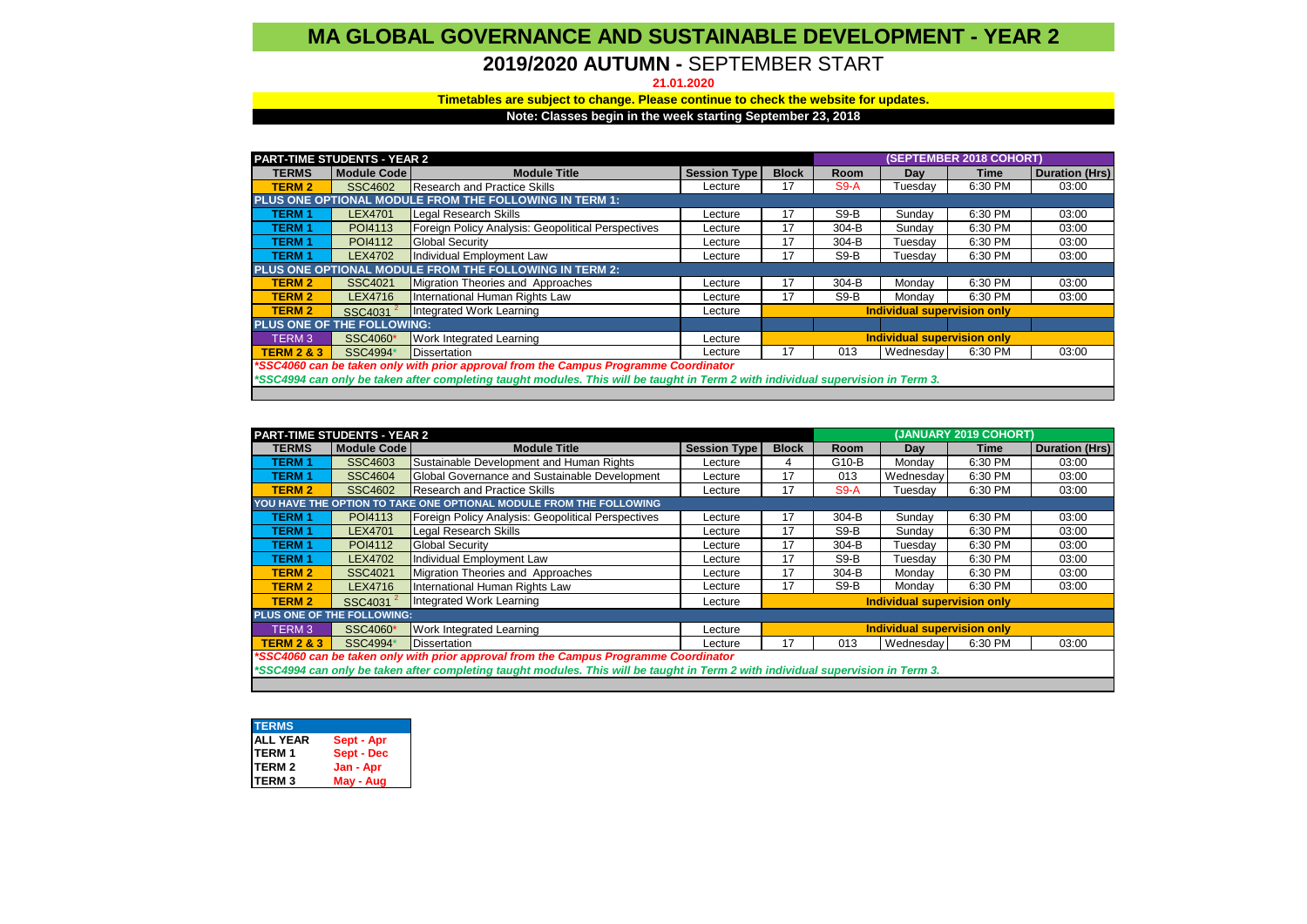# MA GLOBAL GOVERNANCE AND SUSTAINABLE DEVELOPMENT - YEAR 2

## 2019/2020 AUTUMN - SEPTEMBER START

**21.01.2020**

**Timetables are subject to change. Please continue to check the website for updates.**

**Note: Classes begin in the week starting September 23, 2018**

| PART-TIME STUDENTS - YEAR 2 | | | | | (SEPTEMBER 2018 COHORT) | | | |
|---|---|---|---|---|---|---|---|---|
| **TERMS** | **Module Code** | **Module Title** | **Session Type** | **Block** | **Room** | **Day** | **Time** | **Duration (Hrs)** |
| **TERM 2** | SSC4602 | Research and Practice Skills | Lecture | 17 | S9-A | Tuesday | 6:30 PM | 03:00 |
| **PLUS ONE OPTIONAL MODULE FROM THE FOLLOWING IN TERM 1:** | | | | | | | | |
| **TERM 1** | LEX4701 | Legal Research Skills | Lecture | 17 | S9-B | Sunday | 6:30 PM | 03:00 |
| **TERM 1** | POI4113 | Foreign Policy Analysis: Geopolitical Perspectives | Lecture | 17 | 304-B | Sunday | 6:30 PM | 03:00 |
| **TERM 1** | POI4112 | Global Security | Lecture | 17 | 304-B | Tuesday | 6:30 PM | 03:00 |
| **TERM 1** | LEX4702 | Individual Employment Law | Lecture | 17 | S9-B | Tuesday | 6:30 PM | 03:00 |
| **PLUS ONE OPTIONAL MODULE FROM THE FOLLOWING IN TERM 2:** | | | | | | | | |
| **TERM 2** | SSC4021 | Migration Theories and Approaches | Lecture | 17 | 304-B | Monday | 6:30 PM | 03:00 |
| **TERM 2** | LEX4716 | International Human Rights Law | Lecture | 17 | S9-B | Monday | 6:30 PM | 03:00 |
| **TERM 2** | SSC4031 [2] | Integrated Work Learning | Lecture | **Individual supervision only** | | | | |
| **PLUS ONE OF THE FOLLOWING:** | | | | | | | | |
| TERM 3 | SSC4060* | Work Integrated Learning | Lecture | **Individual supervision only** | | | | |
| **TERM 2 & 3** | SSC4994* | Dissertation | Lecture | 17 | 013 | Wednesday | 6:30 PM | 03:00 |

*\*SSC4060 can be taken only with prior approval from the Campus Programme Coordinator*

*\*SSC4994 can only be taken after completing taught modules. This will be taught in Term 2 with individual supervision in Term 3.*

| PART-TIME STUDENTS - YEAR 2 | | | | | (JANUARY 2019 COHORT) | | | |
|---|---|---|---|---|---|---|---|---|
| **TERMS** | **Module Code** | **Module Title** | **Session Type** | **Block** | **Room** | **Day** | **Time** | **Duration (Hrs)** |
| **TERM 1** | SSC4603 | Sustainable Development and Human Rights | Lecture | 4 | G10-B | Monday | 6:30 PM | 03:00 |
| **TERM 1** | SSC4604 | Global Governance and Sustainable Development | Lecture | 17 | 013 | Wednesday | 6:30 PM | 03:00 |
| **TERM 2** | SSC4602 | Research and Practice Skills | Lecture | 17 | S9-A | Tuesday | 6:30 PM | 03:00 |
| **YOU HAVE THE OPTION TO TAKE ONE OPTIONAL MODULE FROM THE FOLLOWING** | | | | | | | | |
| **TERM 1** | POI4113 | Foreign Policy Analysis: Geopolitical Perspectives | Lecture | 17 | 304-B | Sunday | 6:30 PM | 03:00 |
| **TERM 1** | LEX4701 | Legal Research Skills | Lecture | 17 | S9-B | Sunday | 6:30 PM | 03:00 |
| **TERM 1** | POI4112 | Global Security | Lecture | 17 | 304-B | Tuesday | 6:30 PM | 03:00 |
| **TERM 1** | LEX4702 | Individual Employment Law | Lecture | 17 | S9-B | Tuesday | 6:30 PM | 03:00 |
| **TERM 2** | SSC4021 | Migration Theories and Approaches | Lecture | 17 | 304-B | Monday | 6:30 PM | 03:00 |
| **TERM 2** | LEX4716 | International Human Rights Law | Lecture | 17 | S9-B | Monday | 6:30 PM | 03:00 |
| **TERM 2** | SSC4031 [2] | Integrated Work Learning | Lecture | **Individual supervision only** | | | | |
| **PLUS ONE OF THE FOLLOWING:** | | | | | | | | |
| TERM 3 | SSC4060* | Work Integrated Learning | Lecture | **Individual supervision only** | | | | |
| **TERM 2 & 3** | SSC4994* | Dissertation | Lecture | 17 | 013 | Wednesday | 6:30 PM | 03:00 |

*\*SSC4060 can be taken only with prior approval from the Campus Programme Coordinator*

*\*SSC4994 can only be taken after completing taught modules. This will be taught in Term 2 with individual supervision in Term 3.*

| TERMS | |
|---|---|
| **ALL YEAR** | Sept - Apr |
| **TERM 1** | Sept - Dec |
| **TERM 2** | Jan - Apr |
| **TERM 3** | May - Aug |